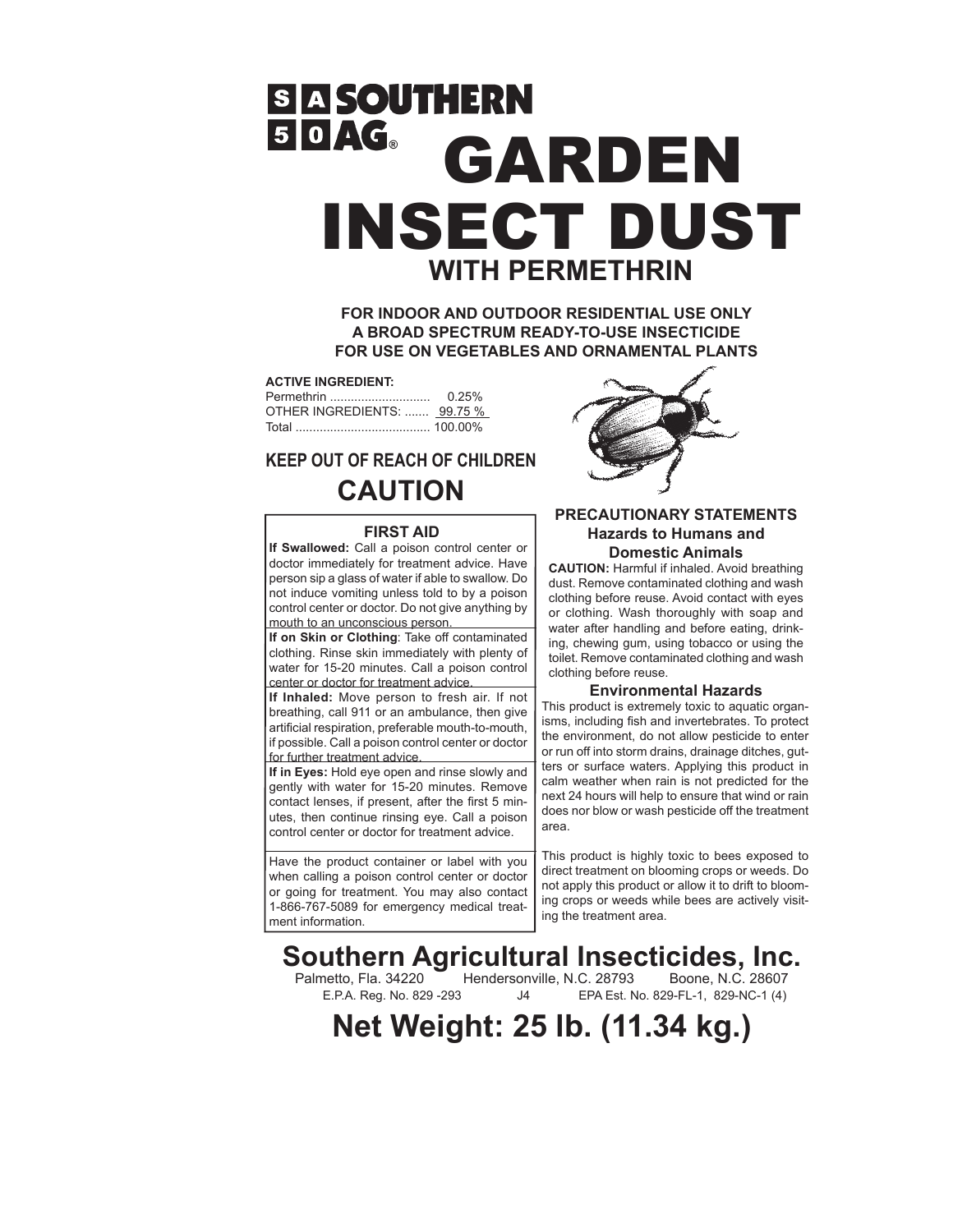# SOUTHERN AG®

# GARDEN INSECT DUST

## WITH PERMETHRIN

**FOR INDOOR AND OUTDOOR RESIDENTIAL USE ONLY**
**A BROAD SPECTRUM READY-TO-USE INSECTICIDE**
**FOR USE ON VEGETABLES AND ORNAMENTAL PLANTS**

**ACTIVE INGREDIENT:**

| | |
|---|---|
| Permethrin | 0.25% |
| OTHER INGREDIENTS: | 99.75 % |
| Total | 100.00% |

**KEEP OUT OF REACH OF CHILDREN**

## CAUTION

### FIRST AID

**If Swallowed:** Call a poison control center or doctor immediately for treatment advice. Have person sip a glass of water if able to swallow. Do not induce vomiting unless told to by a poison control center or doctor. Do not give anything by mouth to an unconscious person.

**If on Skin or Clothing**: Take off contaminated clothing. Rinse skin immediately with plenty of water for 15-20 minutes. Call a poison control center or doctor for treatment advice.

**If Inhaled:** Move person to fresh air. If not breathing, call 911 or an ambulance, then give artificial respiration, preferable mouth-to-mouth, if possible. Call a poison control center or doctor for further treatment advice.

**If in Eyes:** Hold eye open and rinse slowly and gently with water for 15-20 minutes. Remove contact lenses, if present, after the first 5 minutes, then continue rinsing eye. Call a poison control center or doctor for treatment advice.

Have the product container or label with you when calling a poison control center or doctor or going for treatment. You may also contact 1-866-767-5089 for emergency medical treatment information.

### PRECAUTIONARY STATEMENTS

#### Hazards to Humans and Domestic Animals

**CAUTION:** Harmful if inhaled. Avoid breathing dust. Remove contaminated clothing and wash clothing before reuse. Avoid contact with eyes or clothing. Wash thoroughly with soap and water after handling and before eating, drinking, chewing gum, using tobacco or using the toilet. Remove contaminated clothing and wash clothing before reuse.

#### Environmental Hazards

This product is extremely toxic to aquatic organisms, including fish and invertebrates. To protect the environment, do not allow pesticide to enter or run off into storm drains, drainage ditches, gutters or surface waters. Applying this product in calm weather when rain is not predicted for the next 24 hours will help to ensure that wind or rain does nor blow or wash pesticide off the treatment area.

This product is highly toxic to bees exposed to direct treatment on blooming crops or weeds. Do not apply this product or allow it to drift to blooming crops or weeds while bees are actively visiting the treatment area.

## Southern Agricultural Insecticides, Inc.

Palmetto, Fla. 34220 Hendersonville, N.C. 28793 Boone, N.C. 28607

E.P.A. Reg. No. 829 -293 J4 EPA Est. No. 829-FL-1, 829-NC-1 (4)

## Net Weight: 25 lb. (11.34 kg.)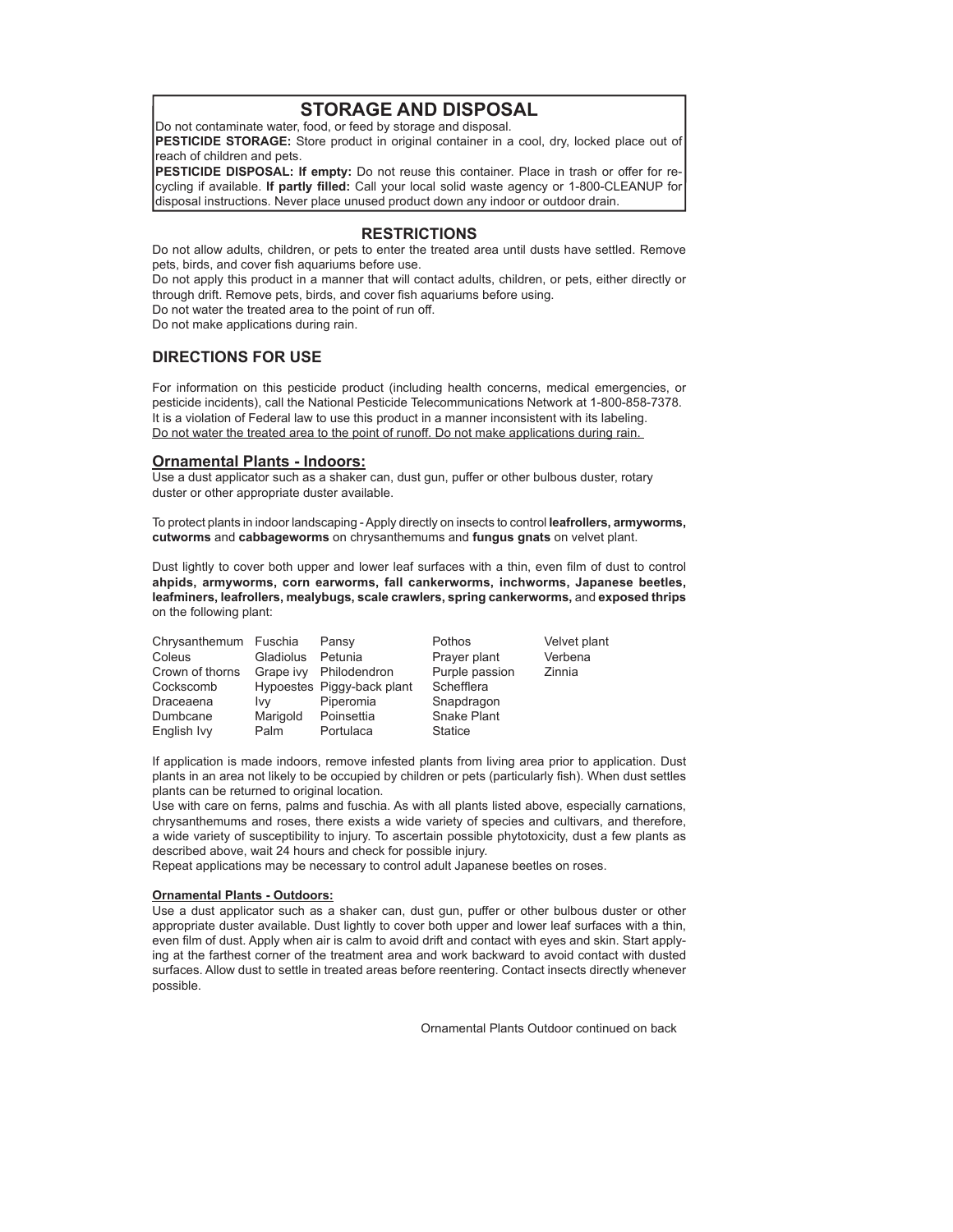## STORAGE AND DISPOSAL

Do not contaminate water, food, or feed by storage and disposal.

**PESTICIDE STORAGE:** Store product in original container in a cool, dry, locked place out of reach of children and pets.

**PESTICIDE DISPOSAL: If empty:** Do not reuse this container. Place in trash or offer for recycling if available. **If partly filled:** Call your local solid waste agency or 1-800-CLEANUP for disposal instructions. Never place unused product down any indoor or outdoor drain.

## RESTRICTIONS

Do not allow adults, children, or pets to enter the treated area until dusts have settled. Remove pets, birds, and cover fish aquariums before use.

Do not apply this product in a manner that will contact adults, children, or pets, either directly or through drift. Remove pets, birds, and cover fish aquariums before using.

Do not water the treated area to the point of run off.

Do not make applications during rain.

## DIRECTIONS FOR USE

For information on this pesticide product (including health concerns, medical emergencies, or pesticide incidents), call the National Pesticide Telecommunications Network at 1-800-858-7378.

It is a violation of Federal law to use this product in a manner inconsistent with its labeling.

Do not water the treated area to the point of runoff. Do not make applications during rain.

### Ornamental Plants - Indoors:

Use a dust applicator such as a shaker can, dust gun, puffer or other bulbous duster, rotary duster or other appropriate duster available.

To protect plants in indoor landscaping - Apply directly on insects to control **leafrollers, armyworms, cutworms** and **cabbageworms** on chrysanthemums and **fungus gnats** on velvet plant.

Dust lightly to cover both upper and lower leaf surfaces with a thin, even film of dust to control **ahpids, armyworms, corn earworms, fall cankerworms, inchworms, Japanese beetles, leafminers, leafrollers, mealybugs, scale crawlers, spring cankerworms,** and **exposed thrips** on the following plant:

| | | | | |
|---|---|---|---|---|
| Chrysanthemum | Fuschia | Pansy | Pothos | Velvet plant |
| Coleus | Gladiolus | Petunia | Prayer plant | Verbena |
| Crown of thorns | Grape ivy | Philodendron | Purple passion | Zinnia |
| Cockscomb | Hypoestes | Piggy-back plant | Schefflera | |
| Draceaena | Ivy | Piperomia | Snapdragon | |
| Dumbcane | Marigold | Poinsettia | Snake Plant | |
| English Ivy | Palm | Portulaca | Statice | |

If application is made indoors, remove infested plants from living area prior to application. Dust plants in an area not likely to be occupied by children or pets (particularly fish). When dust settles plants can be returned to original location.

Use with care on ferns, palms and fuschia. As with all plants listed above, especially carnations, chrysanthemums and roses, there exists a wide variety of species and cultivars, and therefore, a wide variety of susceptibility to injury. To ascertain possible phytotoxicity, dust a few plants as described above, wait 24 hours and check for possible injury.

Repeat applications may be necessary to control adult Japanese beetles on roses.

#### Ornamental Plants - Outdoors:

Use a dust applicator such as a shaker can, dust gun, puffer or other bulbous duster or other appropriate duster available. Dust lightly to cover both upper and lower leaf surfaces with a thin, even film of dust. Apply when air is calm to avoid drift and contact with eyes and skin. Start applying at the farthest corner of the treatment area and work backward to avoid contact with dusted surfaces. Allow dust to settle in treated areas before reentering. Contact insects directly whenever possible.

Ornamental Plants Outdoor continued on back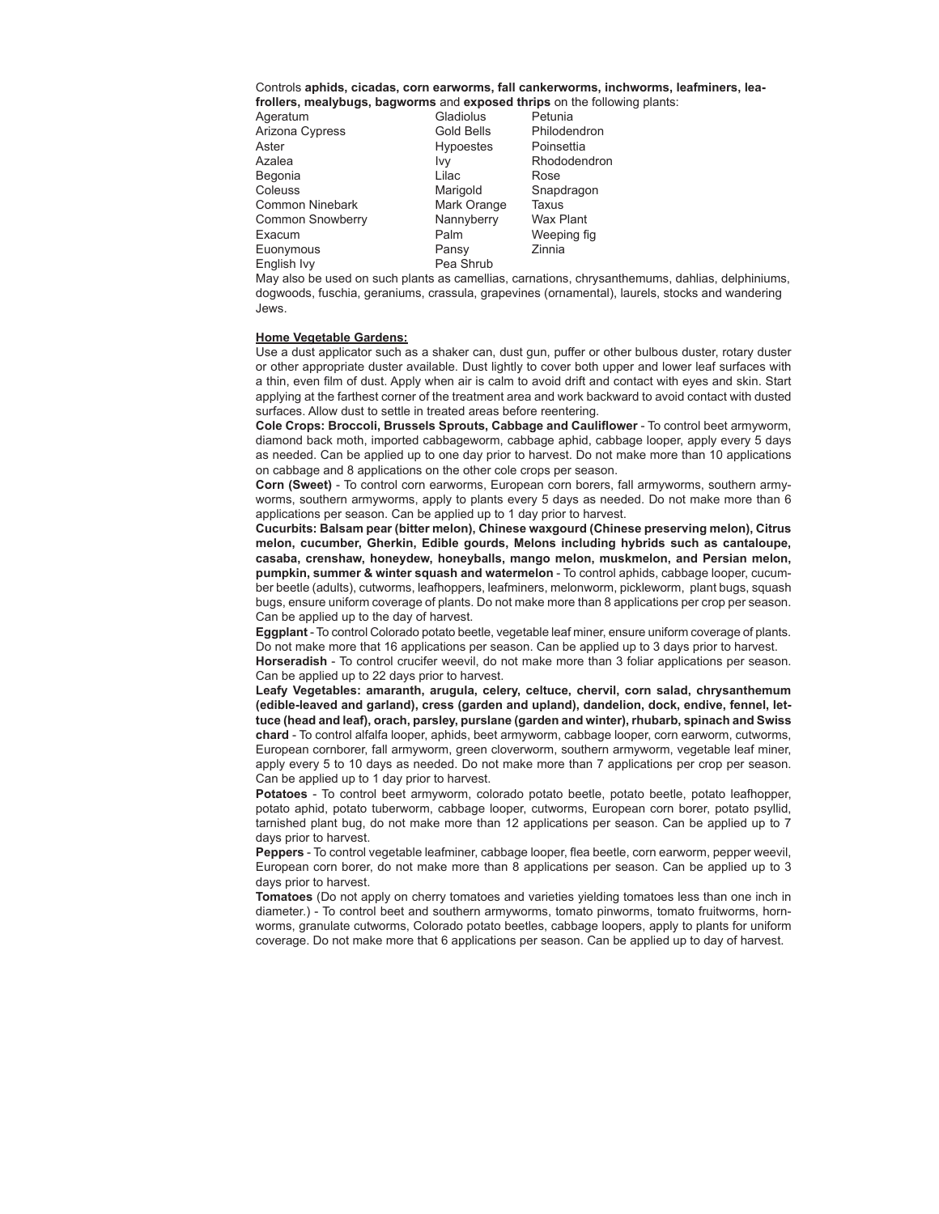Controls **aphids, cicadas, corn earworms, fall cankerworms, inchworms, leafminers, leafrollers, mealybugs, bagworms** and **exposed thrips** on the following plants:

| | | |
|---|---|---|
| Ageratum | Gladiolus | Petunia |
| Arizona Cypress | Gold Bells | Philodendron |
| Aster | Hypoestes | Poinsettia |
| Azalea | Ivy | Rhododendron |
| Begonia | Lilac | Rose |
| Coleuss | Marigold | Snapdragon |
| Common Ninebark | Mark Orange | Taxus |
| Common Snowberry | Nannyberry | Wax Plant |
| Exacum | Palm | Weeping fig |
| Euonymous | Pansy | Zinnia |
| English Ivy | Pea Shrub | |

May also be used on such plants as camellias, carnations, chrysanthemums, dahlias, delphiniums, dogwoods, fuschia, geraniums, crassula, grapevines (ornamental), laurels, stocks and wandering Jews.

**Home Vegetable Gardens:**

Use a dust applicator such as a shaker can, dust gun, puffer or other bulbous duster, rotary duster or other appropriate duster available. Dust lightly to cover both upper and lower leaf surfaces with a thin, even film of dust. Apply when air is calm to avoid drift and contact with eyes and skin. Start applying at the farthest corner of the treatment area and work backward to avoid contact with dusted surfaces. Allow dust to settle in treated areas before reentering.

**Cole Crops: Broccoli, Brussels Sprouts, Cabbage and Cauliflower** - To control beet armyworm, diamond back moth, imported cabbageworm, cabbage aphid, cabbage looper, apply every 5 days as needed. Can be applied up to one day prior to harvest. Do not make more than 10 applications on cabbage and 8 applications on the other cole crops per season.

**Corn (Sweet)** - To control corn earworms, European corn borers, fall armyworms, southern armyworms, southern armyworms, apply to plants every 5 days as needed. Do not make more than 6 applications per season. Can be applied up to 1 day prior to harvest.

**Cucurbits: Balsam pear (bitter melon), Chinese waxgourd (Chinese preserving melon), Citrus melon, cucumber, Gherkin, Edible gourds, Melons including hybrids such as cantaloupe, casaba, crenshaw, honeydew, honeyballs, mango melon, muskmelon, and Persian melon, pumpkin, summer & winter squash and watermelon** - To control aphids, cabbage looper, cucumber beetle (adults), cutworms, leafhoppers, leafminers, melonworm, pickleworm, plant bugs, squash bugs, ensure uniform coverage of plants. Do not make more than 8 applications per crop per season. Can be applied up to the day of harvest.

**Eggplant** - To control Colorado potato beetle, vegetable leaf miner, ensure uniform coverage of plants. Do not make more that 16 applications per season. Can be applied up to 3 days prior to harvest.

**Horseradish** - To control crucifer weevil, do not make more than 3 foliar applications per season. Can be applied up to 22 days prior to harvest.

**Leafy Vegetables: amaranth, arugula, celery, celtuce, chervil, corn salad, chrysanthemum (edible-leaved and garland), cress (garden and upland), dandelion, dock, endive, fennel, lettuce (head and leaf), orach, parsley, purslane (garden and winter), rhubarb, spinach and Swiss chard** - To control alfalfa looper, aphids, beet armyworm, cabbage looper, corn earworm, cutworms, European cornborer, fall armyworm, green cloverworm, southern armyworm, vegetable leaf miner, apply every 5 to 10 days as needed. Do not make more than 7 applications per crop per season. Can be applied up to 1 day prior to harvest.

**Potatoes** - To control beet armyworm, colorado potato beetle, potato beetle, potato leafhopper, potato aphid, potato tuberworm, cabbage looper, cutworms, European corn borer, potato psyllid, tarnished plant bug, do not make more than 12 applications per season. Can be applied up to 7 days prior to harvest.

**Peppers** - To control vegetable leafminer, cabbage looper, flea beetle, corn earworm, pepper weevil, European corn borer, do not make more than 8 applications per season. Can be applied up to 3 days prior to harvest.

**Tomatoes** (Do not apply on cherry tomatoes and varieties yielding tomatoes less than one inch in diameter.) - To control beet and southern armyworms, tomato pinworms, tomato fruitworms, hornworms, granulate cutworms, Colorado potato beetles, cabbage loopers, apply to plants for uniform coverage. Do not make more that 6 applications per season. Can be applied up to day of harvest.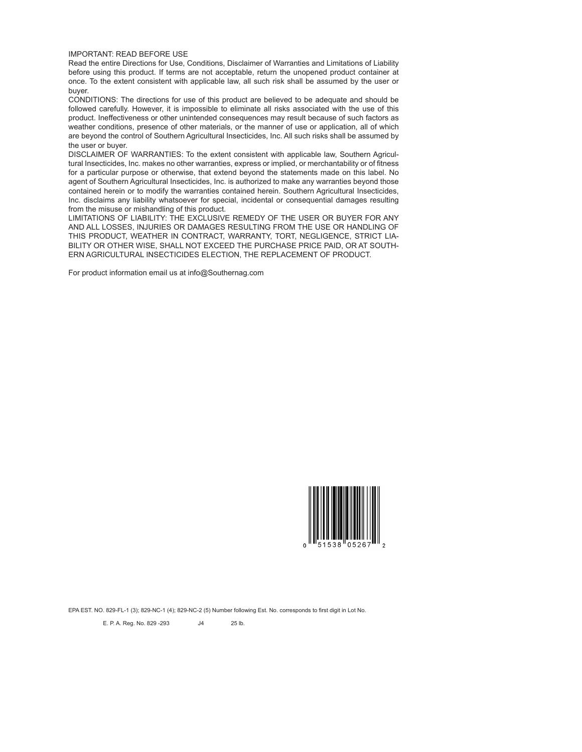IMPORTANT: READ BEFORE USE

Read the entire Directions for Use, Conditions, Disclaimer of Warranties and Limitations of Liability before using this product. If terms are not acceptable, return the unopened product container at once. To the extent consistent with applicable law, all such risk shall be assumed by the user or buyer.

CONDITIONS: The directions for use of this product are believed to be adequate and should be followed carefully. However, it is impossible to eliminate all risks associated with the use of this product. Ineffectiveness or other unintended consequences may result because of such factors as weather conditions, presence of other materials, or the manner of use or application, all of which are beyond the control of Southern Agricultural Insecticides, Inc. All such risks shall be assumed by the user or buyer.

DISCLAIMER OF WARRANTIES: To the extent consistent with applicable law, Southern Agricultural Insecticides, Inc. makes no other warranties, express or implied, or merchantability or of fitness for a particular purpose or otherwise, that extend beyond the statements made on this label. No agent of Southern Agricultural Insecticides, Inc. is authorized to make any warranties beyond those contained herein or to modify the warranties contained herein. Southern Agricultural Insecticides, Inc. disclaims any liability whatsoever for special, incidental or consequential damages resulting from the misuse or mishandling of this product.

LIMITATIONS OF LIABILITY: THE EXCLUSIVE REMEDY OF THE USER OR BUYER FOR ANY AND ALL LOSSES, INJURIES OR DAMAGES RESULTING FROM THE USE OR HANDLING OF THIS PRODUCT, WEATHER IN CONTRACT, WARRANTY, TORT, NEGLIGENCE, STRICT LIABILITY OR OTHER WISE, SHALL NOT EXCEED THE PURCHASE PRICE PAID, OR AT SOUTHERN AGRICULTURAL INSECTICIDES ELECTION, THE REPLACEMENT OF PRODUCT.

For product information email us at info@Southernag.com

0 51538 05267 2

EPA EST. NO. 829-FL-1 (3); 829-NC-1 (4); 829-NC-2 (5) Number following Est. No. corresponds to first digit in Lot No.

E. P. A. Reg. No. 829 -293 J4 25 lb.